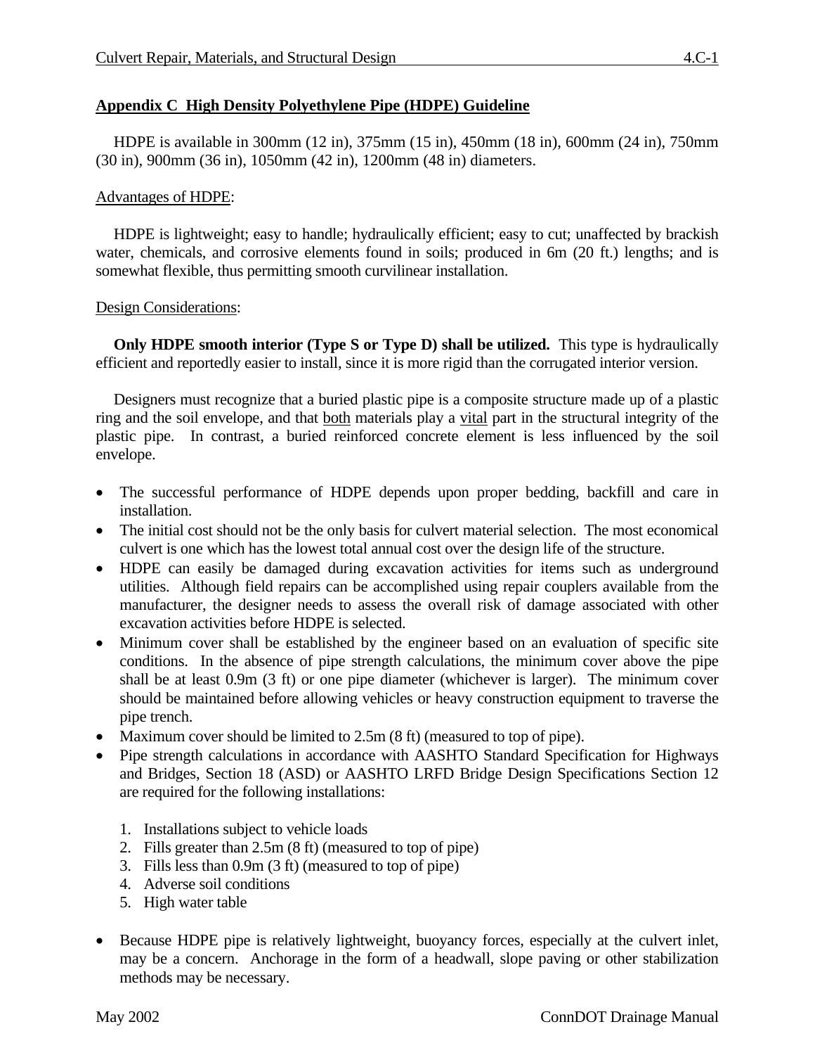## Appendix C High Density Polyethylene Pipe (HDPE) Guideline

HDPE is available in 300mm (12 in), 375mm (15 in), 450mm (18 in), 600mm (24 in), 750mm (30 in), 900mm (36 in), 1050mm (42 in), 1200mm (48 in) diameters.

Advantages of HDPE:

HDPE is lightweight; easy to handle; hydraulically efficient; easy to cut; unaffected by brackish water, chemicals, and corrosive elements found in soils; produced in 6m (20 ft.) lengths; and is somewhat flexible, thus permitting smooth curvilinear installation.

Design Considerations:

**Only HDPE smooth interior (Type S or Type D) shall be utilized.** This type is hydraulically efficient and reportedly easier to install, since it is more rigid than the corrugated interior version.

Designers must recognize that a buried plastic pipe is a composite structure made up of a plastic ring and the soil envelope, and that both materials play a vital part in the structural integrity of the plastic pipe. In contrast, a buried reinforced concrete element is less influenced by the soil envelope.

- The successful performance of HDPE depends upon proper bedding, backfill and care in installation.
- The initial cost should not be the only basis for culvert material selection. The most economical culvert is one which has the lowest total annual cost over the design life of the structure.
- HDPE can easily be damaged during excavation activities for items such as underground utilities. Although field repairs can be accomplished using repair couplers available from the manufacturer, the designer needs to assess the overall risk of damage associated with other excavation activities before HDPE is selected.
- Minimum cover shall be established by the engineer based on an evaluation of specific site conditions. In the absence of pipe strength calculations, the minimum cover above the pipe shall be at least 0.9m (3 ft) or one pipe diameter (whichever is larger). The minimum cover should be maintained before allowing vehicles or heavy construction equipment to traverse the pipe trench.
- Maximum cover should be limited to 2.5m (8 ft) (measured to top of pipe).
- Pipe strength calculations in accordance with AASHTO Standard Specification for Highways and Bridges, Section 18 (ASD) or AASHTO LRFD Bridge Design Specifications Section 12 are required for the following installations:

  1. Installations subject to vehicle loads
  2. Fills greater than 2.5m (8 ft) (measured to top of pipe)
  3. Fills less than 0.9m (3 ft) (measured to top of pipe)
  4. Adverse soil conditions
  5. High water table

- Because HDPE pipe is relatively lightweight, buoyancy forces, especially at the culvert inlet, may be a concern. Anchorage in the form of a headwall, slope paving or other stabilization methods may be necessary.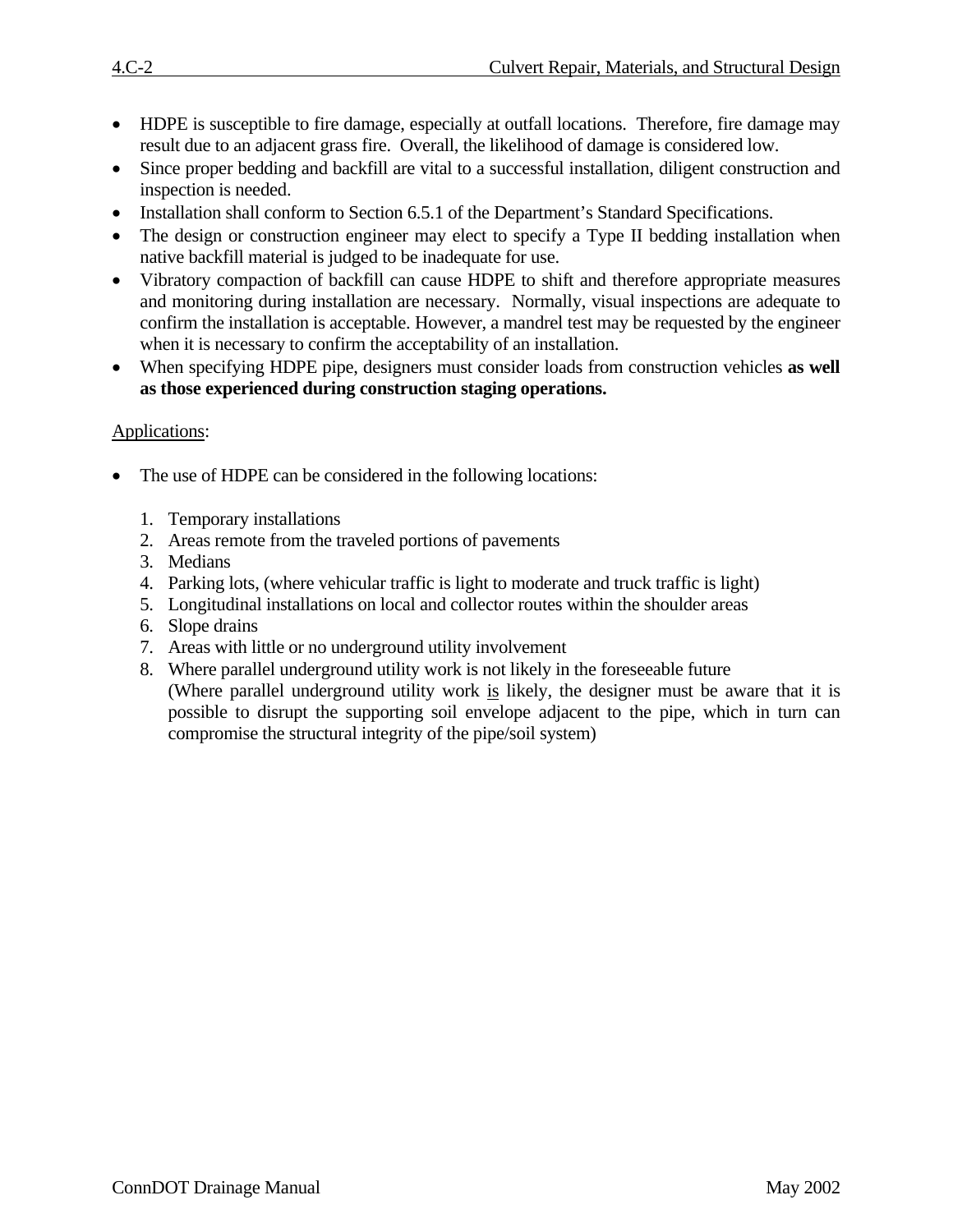- HDPE is susceptible to fire damage, especially at outfall locations. Therefore, fire damage may result due to an adjacent grass fire. Overall, the likelihood of damage is considered low.
- Since proper bedding and backfill are vital to a successful installation, diligent construction and inspection is needed.
- Installation shall conform to Section 6.5.1 of the Department's Standard Specifications.
- The design or construction engineer may elect to specify a Type II bedding installation when native backfill material is judged to be inadequate for use.
- Vibratory compaction of backfill can cause HDPE to shift and therefore appropriate measures and monitoring during installation are necessary. Normally, visual inspections are adequate to confirm the installation is acceptable. However, a mandrel test may be requested by the engineer when it is necessary to confirm the acceptability of an installation.
- When specifying HDPE pipe, designers must consider loads from construction vehicles **as well as those experienced during construction staging operations.**

Applications:

- The use of HDPE can be considered in the following locations:

  1. Temporary installations
  2. Areas remote from the traveled portions of pavements
  3. Medians
  4. Parking lots, (where vehicular traffic is light to moderate and truck traffic is light)
  5. Longitudinal installations on local and collector routes within the shoulder areas
  6. Slope drains
  7. Areas with little or no underground utility involvement
  8. Where parallel underground utility work is not likely in the foreseeable future
     (Where parallel underground utility work is likely, the designer must be aware that it is possible to disrupt the supporting soil envelope adjacent to the pipe, which in turn can compromise the structural integrity of the pipe/soil system)